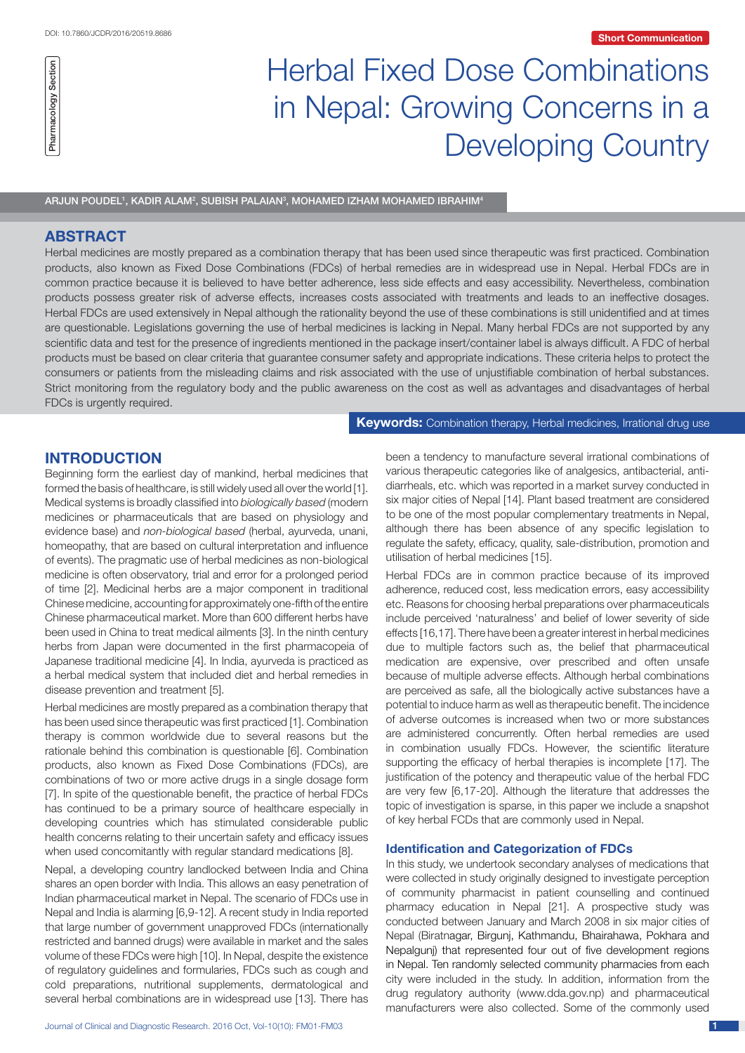Short Communication

Pharmacology Section

# Herbal Fixed Dose Combinations in Nepal: Growing Concerns in a Developing Country

ARJUN POUDEL[1], KADIR ALAM[2], SUBISH PALAIAN[3], MOHAMED IZHAM MOHAMED IBRAHIM[4]

## ABSTRACT

Herbal medicines are mostly prepared as a combination therapy that has been used since therapeutic was first practiced. Combination products, also known as Fixed Dose Combinations (FDCs) of herbal remedies are in widespread use in Nepal. Herbal FDCs are in common practice because it is believed to have better adherence, less side effects and easy accessibility. Nevertheless, combination products possess greater risk of adverse effects, increases costs associated with treatments and leads to an ineffective dosages. Herbal FDCs are used extensively in Nepal although the rationality beyond the use of these combinations is still unidentified and at times are questionable. Legislations governing the use of herbal medicines is lacking in Nepal. Many herbal FDCs are not supported by any scientific data and test for the presence of ingredients mentioned in the package insert/container label is always difficult. A FDC of herbal products must be based on clear criteria that guarantee consumer safety and appropriate indications. These criteria helps to protect the consumers or patients from the misleading claims and risk associated with the use of unjustifiable combination of herbal substances. Strict monitoring from the regulatory body and the public awareness on the cost as well as advantages and disadvantages of herbal FDCs is urgently required.

**Keywords:** Combination therapy, Herbal medicines, Irrational drug use

## INTRODUCTION

Beginning form the earliest day of mankind, herbal medicines that formed the basis of healthcare, is still widely used all over the world [1]. Medical systems is broadly classified into *biologically based* (modern medicines or pharmaceuticals that are based on physiology and evidence base) and *non-biological based* (herbal, ayurveda, unani, homeopathy, that are based on cultural interpretation and influence of events). The pragmatic use of herbal medicines as non-biological medicine is often observatory, trial and error for a prolonged period of time [2]. Medicinal herbs are a major component in traditional Chinese medicine, accounting for approximately one-fifth of the entire Chinese pharmaceutical market. More than 600 different herbs have been used in China to treat medical ailments [3]. In the ninth century herbs from Japan were documented in the first pharmacopeia of Japanese traditional medicine [4]. In India, ayurveda is practiced as a herbal medical system that included diet and herbal remedies in disease prevention and treatment [5].

Herbal medicines are mostly prepared as a combination therapy that has been used since therapeutic was first practiced [1]. Combination therapy is common worldwide due to several reasons but the rationale behind this combination is questionable [6]. Combination products, also known as Fixed Dose Combinations (FDCs), are combinations of two or more active drugs in a single dosage form [7]. In spite of the questionable benefit, the practice of herbal FDCs has continued to be a primary source of healthcare especially in developing countries which has stimulated considerable public health concerns relating to their uncertain safety and efficacy issues when used concomitantly with regular standard medications [8].

Nepal, a developing country landlocked between India and China shares an open border with India. This allows an easy penetration of Indian pharmaceutical market in Nepal. The scenario of FDCs use in Nepal and India is alarming [6,9-12]. A recent study in India reported that large number of government unapproved FDCs (internationally restricted and banned drugs) were available in market and the sales volume of these FDCs were high [10]. In Nepal, despite the existence of regulatory guidelines and formularies, FDCs such as cough and cold preparations, nutritional supplements, dermatological and several herbal combinations are in widespread use [13]. There has been a tendency to manufacture several irrational combinations of various therapeutic categories like of analgesics, antibacterial, anti-diarrheals, etc. which was reported in a market survey conducted in six major cities of Nepal [14]. Plant based treatment are considered to be one of the most popular complementary treatments in Nepal, although there has been absence of any specific legislation to regulate the safety, efficacy, quality, sale-distribution, promotion and utilisation of herbal medicines [15].

Herbal FDCs are in common practice because of its improved adherence, reduced cost, less medication errors, easy accessibility etc. Reasons for choosing herbal preparations over pharmaceuticals include perceived 'naturalness' and belief of lower severity of side effects [16,17]. There have been a greater interest in herbal medicines due to multiple factors such as, the belief that pharmaceutical medication are expensive, over prescribed and often unsafe because of multiple adverse effects. Although herbal combinations are perceived as safe, all the biologically active substances have a potential to induce harm as well as therapeutic benefit. The incidence of adverse outcomes is increased when two or more substances are administered concurrently. Often herbal remedies are used in combination usually FDCs. However, the scientific literature supporting the efficacy of herbal therapies is incomplete [17]. The justification of the potency and therapeutic value of the herbal FDC are very few [6,17-20]. Although the literature that addresses the topic of investigation is sparse, in this paper we include a snapshot of key herbal FCDs that are commonly used in Nepal.

### Identification and Categorization of FDCs

In this study, we undertook secondary analyses of medications that were collected in study originally designed to investigate perception of community pharmacist in patient counselling and continued pharmacy education in Nepal [21]. A prospective study was conducted between January and March 2008 in six major cities of Nepal (Biratnagar, Birgunj, Kathmandu, Bhairahawa, Pokhara and Nepalgunj) that represented four out of five development regions in Nepal. Ten randomly selected community pharmacies from each city were included in the study. In addition, information from the drug regulatory authority (www.dda.gov.np) and pharmaceutical manufacturers were also collected. Some of the commonly used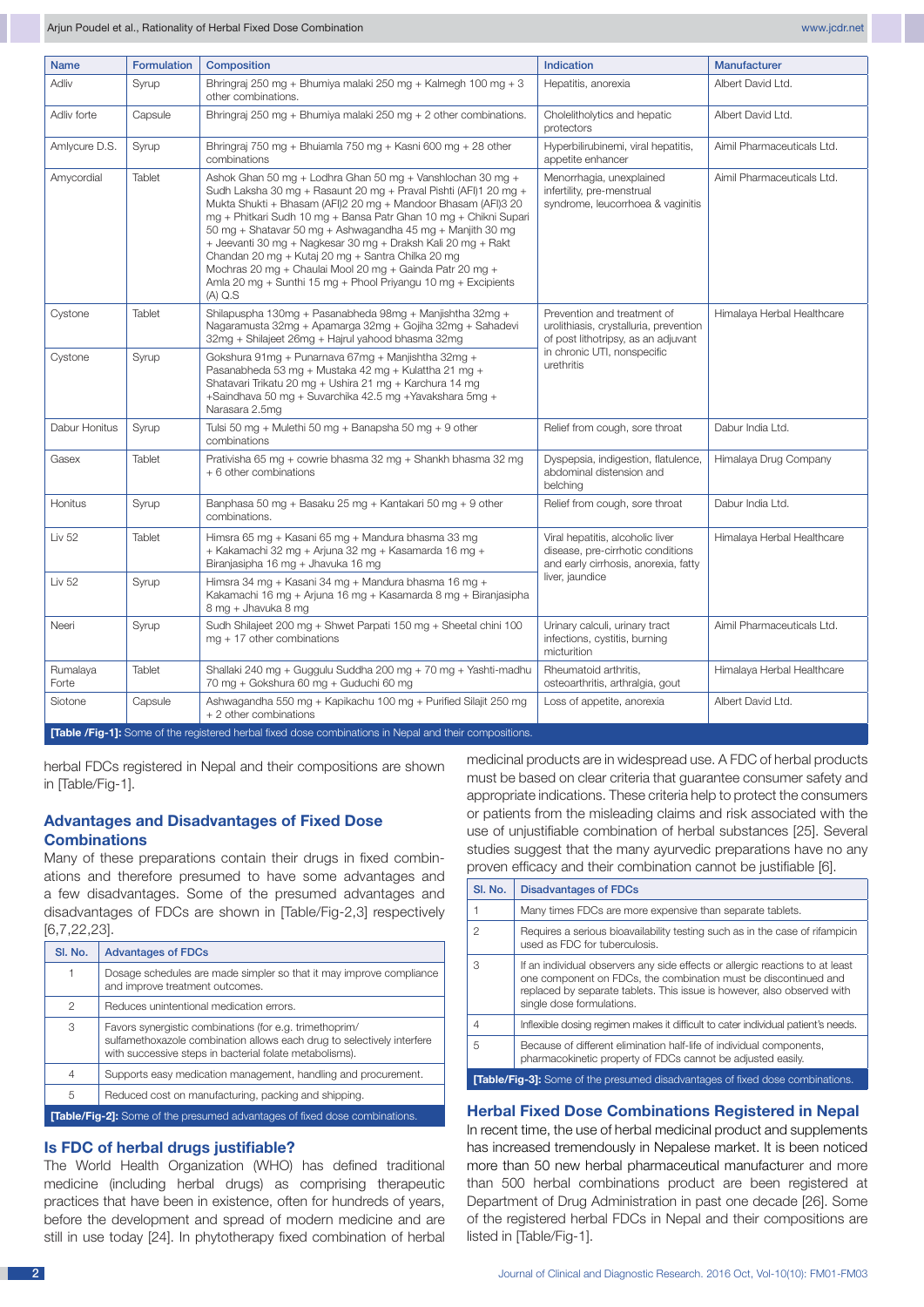| Name | Formulation | Composition | Indication | Manufacturer |
|---|---|---|---|---|
| Adliv | Syrup | Bhringraj 250 mg + Bhumiya malaki 250 mg + Kalmegh 100 mg + 3 other combinations. | Hepatitis, anorexia | Albert David Ltd. |
| Adliv forte | Capsule | Bhringraj 250 mg + Bhumiya malaki 250 mg + 2 other combinations. | Cholelitholytics and hepatic protectors | Albert David Ltd. |
| Amlycure D.S. | Syrup | Bhringraj 750 mg + Bhuiamla 750 mg + Kasni 600 mg + 28 other combinations | Hyperbilirubinemi, viral hepatitis, appetite enhancer | Aimil Pharmaceuticals Ltd. |
| Amycordial | Tablet | Ashok Ghan 50 mg + Lodhra Ghan 50 mg + Vanshlochan 30 mg + Sudh Laksha 30 mg + Rasaunt 20 mg + Praval Pishti (AFI)1 20 mg + Mukta Shukti + Bhasam (AFI)2 20 mg + Mandoor Bhasam (AFI)3 20 mg + Phitkari Sudh 10 mg + Bansa Patr Ghan 10 mg + Chikni Supari 50 mg + Shatavar 50 mg + Ashwagandha 45 mg + Manjith 30 mg + Jeevanti 30 mg + Nagkesar 30 mg + Draksh Kali 20 mg + Rakt Chandan 20 mg + Kutaj 20 mg + Santra Chilka 20 mg Mochras 20 mg + Chaulai Mool 20 mg + Gainda Patr 20 mg + Amla 20 mg + Sunthi 15 mg + Phool Priyangu 10 mg + Excipients (A) Q.S | Menorrhagia, unexplained infertility, pre-menstrual syndrome, leucorrhoea & vaginitis | Aimil Pharmaceuticals Ltd. |
| Cystone | Tablet | Shilapuspha 130mg + Pasanabheda 98mg + Manjishtha 32mg + Nagaramusta 32mg + Apamarga 32mg + Gojiha 32mg + Sahadevi 32mg + Shilajeet 26mg + Hajrul yahood bhasma 32mg | Prevention and treatment of urolithiasis, crystalluria, prevention of post lithotripsy, as an adjuvant in chronic UTI, nonspecific urethritis | Himalaya Herbal Healthcare |
| Cystone | Syrup | Gokshura 91mg + Punarnava 67mg + Manjishtha 32mg + Pasanabheda 53 mg + Mustaka 42 mg + Kulattha 21 mg + Shatavari Trikatu 20 mg + Ushira 21 mg + Karchura 14 mg +Saindhava 50 mg + Suvarchika 42.5 mg +Yavakshara 5mg + Narasara 2.5mg | | |
| Dabur Honitus | Syrup | Tulsi 50 mg + Mulethi 50 mg + Banapsha 50 mg + 9 other combinations | Relief from cough, sore throat | Dabur India Ltd. |
| Gasex | Tablet | Prativisha 65 mg + cowrie bhasma 32 mg + Shankh bhasma 32 mg + 6 other combinations | Dyspepsia, indigestion, flatulence, abdominal distension and belching | Himalaya Drug Company |
| Honitus | Syrup | Banphasa 50 mg + Basaku 25 mg + Kantakari 50 mg + 9 other combinations. | Relief from cough, sore throat | Dabur India Ltd. |
| Liv 52 | Tablet | Himsra 65 mg + Kasani 65 mg + Mandura bhasma 33 mg + Kakamachi 32 mg + Arjuna 32 mg + Kasamarda 16 mg + Biranjasipha 16 mg + Jhavuka 16 mg | Viral hepatitis, alcoholic liver disease, pre-cirrhotic conditions and early cirrhosis, anorexia, fatty liver, jaundice | Himalaya Herbal Healthcare |
| Liv 52 | Syrup | Himsra 34 mg + Kasani 34 mg + Mandura bhasma 16 mg + Kakamachi 16 mg + Arjuna 16 mg + Kasamarda 8 mg + Biranjasipha 8 mg + Jhavuka 8 mg | | |
| Neeri | Syrup | Sudh Shilajeet 200 mg + Shwet Parpati 150 mg + Sheetal chini 100 mg + 17 other combinations | Urinary calculi, urinary tract infections, cystitis, burning micturition | Aimil Pharmaceuticals Ltd. |
| Rumalaya Forte | Tablet | Shallaki 240 mg + Guggulu Suddha 200 mg + 70 mg + Yashti-madhu 70 mg + Gokshura 60 mg + Guduchi 60 mg | Rheumatoid arthritis, osteoarthritis, arthralgia, gout | Himalaya Herbal Healthcare |
| Siotone | Capsule | Ashwagandha 550 mg + Kapikachu 100 mg + Purified Silajit 250 mg + 2 other combinations | Loss of appetite, anorexia | Albert David Ltd. |

**[Table /Fig-1]:** Some of the registered herbal fixed dose combinations in Nepal and their compositions.

herbal FDCs registered in Nepal and their compositions are shown in [Table/Fig-1].

## Advantages and Disadvantages of Fixed Dose Combinations

Many of these preparations contain their drugs in fixed combinations and therefore presumed to have some advantages and a few disadvantages. Some of the presumed advantages and disadvantages of FDCs are shown in [Table/Fig-2,3] respectively [6,7,22,23].

| Sl. No. | Advantages of FDCs |
|---|---|
| 1 | Dosage schedules are made simpler so that it may improve compliance and improve treatment outcomes. |
| 2 | Reduces unintentional medication errors. |
| 3 | Favors synergistic combinations (for e.g. trimethoprim/ sulfamethoxazole combination allows each drug to selectively interfere with successive steps in bacterial folate metabolisms). |
| 4 | Supports easy medication management, handling and procurement. |
| 5 | Reduced cost on manufacturing, packing and shipping. |

**[Table/Fig-2]:** Some of the presumed advantages of fixed dose combinations.

## Is FDC of herbal drugs justifiable?

The World Health Organization (WHO) has defined traditional medicine (including herbal drugs) as comprising therapeutic practices that have been in existence, often for hundreds of years, before the development and spread of modern medicine and are still in use today [24]. In phytotherapy fixed combination of herbal medicinal products are in widespread use. A FDC of herbal products must be based on clear criteria that guarantee consumer safety and appropriate indications. These criteria help to protect the consumers or patients from the misleading claims and risk associated with the use of unjustifiable combination of herbal substances [25]. Several studies suggest that the many ayurvedic preparations have no any proven efficacy and their combination cannot be justifiable [6].

| Sl. No. | Disadvantages of FDCs |
|---|---|
| 1 | Many times FDCs are more expensive than separate tablets. |
| 2 | Requires a serious bioavailability testing such as in the case of rifampicin used as FDC for tuberculosis. |
| 3 | If an individual observers any side effects or allergic reactions to at least one component on FDCs, the combination must be discontinued and replaced by separate tablets. This issue is however, also observed with single dose formulations. |
| 4 | Inflexible dosing regimen makes it difficult to cater individual patient's needs. |
| 5 | Because of different elimination half-life of individual components, pharmacokinetic property of FDCs cannot be adjusted easily. |

**[Table/Fig-3]:** Some of the presumed disadvantages of fixed dose combinations.

## Herbal Fixed Dose Combinations Registered in Nepal

In recent time, the use of herbal medicinal product and supplements has increased tremendously in Nepalese market. It is been noticed more than 50 new herbal pharmaceutical manufacturer and more than 500 herbal combinations product are been registered at Department of Drug Administration in past one decade [26]. Some of the registered herbal FDCs in Nepal and their compositions are listed in [Table/Fig-1].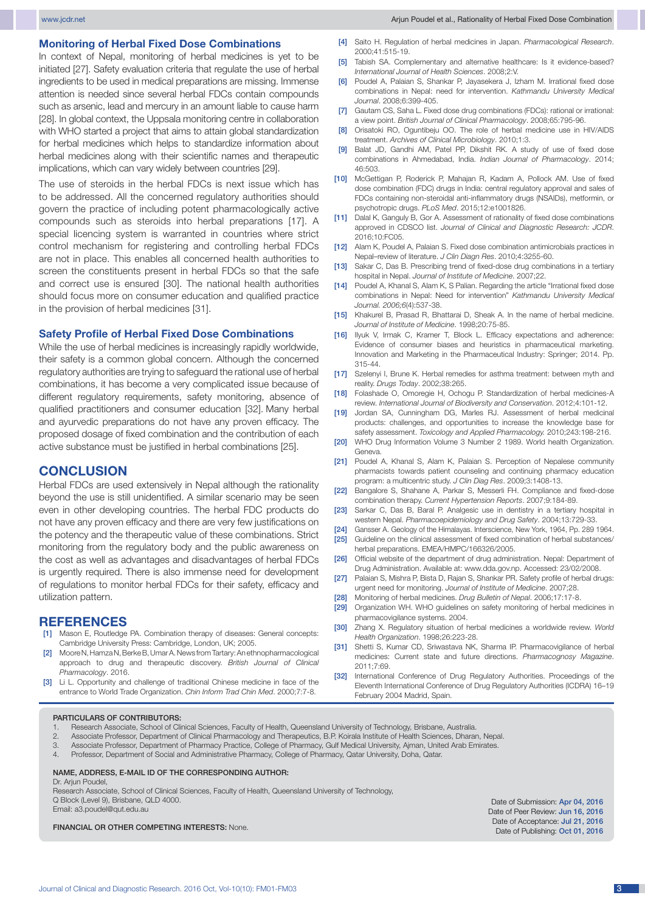## Monitoring of Herbal Fixed Dose Combinations

In context of Nepal, monitoring of herbal medicines is yet to be initiated [27]. Safety evaluation criteria that regulate the use of herbal ingredients to be used in medical preparations are missing. Immense attention is needed since several herbal FDCs contain compounds such as arsenic, lead and mercury in an amount liable to cause harm [28]. In global context, the Uppsala monitoring centre in collaboration with WHO started a project that aims to attain global standardization for herbal medicines which helps to standardize information about herbal medicines along with their scientific names and therapeutic implications, which can vary widely between countries [29].

The use of steroids in the herbal FDCs is next issue which has to be addressed. All the concerned regulatory authorities should govern the practice of including potent pharmacologically active compounds such as steroids into herbal preparations [17]. A special licencing system is warranted in countries where strict control mechanism for registering and controlling herbal FDCs are not in place. This enables all concerned health authorities to screen the constituents present in herbal FDCs so that the safe and correct use is ensured [30]. The national health authorities should focus more on consumer education and qualified practice in the provision of herbal medicines [31].

## Safety Profile of Herbal Fixed Dose Combinations

While the use of herbal medicines is increasingly rapidly worldwide, their safety is a common global concern. Although the concerned regulatory authorities are trying to safeguard the rational use of herbal combinations, it has become a very complicated issue because of different regulatory requirements, safety monitoring, absence of qualified practitioners and consumer education [32]. Many herbal and ayurvedic preparations do not have any proven efficacy. The proposed dosage of fixed combination and the contribution of each active substance must be justified in herbal combinations [25].

# CONCLUSION

Herbal FDCs are used extensively in Nepal although the rationality beyond the use is still unidentified. A similar scenario may be seen even in other developing countries. The herbal FDC products do not have any proven efficacy and there are very few justifications on the potency and the therapeutic value of these combinations. Strict monitoring from the regulatory body and the public awareness on the cost as well as advantages and disadvantages of herbal FDCs is urgently required. There is also immense need for development of regulations to monitor herbal FDCs for their safety, efficacy and utilization pattern.

# REFERENCES

[1] Mason E, Routledge PA. Combination therapy of diseases: General concepts: Cambridge University Press: Cambridge, London, UK; 2005.
[2] Moore N, Hamza N, Berke B, Umar A. News from Tartary: An ethnopharmacological approach to drug and therapeutic discovery. *British Journal of Clinical Pharmacology*. 2016.
[3] Li L. Opportunity and challenge of traditional Chinese medicine in face of the entrance to World Trade Organization. *Chin Inform Trad Chin Med*. 2000;7:7-8.
[4] Saito H. Regulation of herbal medicines in Japan. *Pharmacological Research*. 2000;41:515-19.
[5] Tabish SA. Complementary and alternative healthcare: Is it evidence-based? *International Journal of Health Sciences*. 2008;2:V.
[6] Poudel A, Palaian S, Shankar P, Jayasekera J, Izham M. Irrational fixed dose combinations in Nepal: need for intervention. *Kathmandu University Medical Journal*. 2008;6:399-405.
[7] Gautam CS, Saha L. Fixed dose drug combinations (FDCs): rational or irrational: a view point. *British Journal of Clinical Pharmacology*. 2008;65:795-96.
[8] Orisatoki RO, Oguntibeju OO. The role of herbal medicine use in HIV/AIDS treatment. *Archives of Clinical Microbiology*. 2010;1:3.
[9] Balat JD, Gandhi AM, Patel PP, Dikshit RK. A study of use of fixed dose combinations in Ahmedabad, India. *Indian Journal of Pharmacology*. 2014; 46:503.
[10] McGettigan P, Roderick P, Mahajan R, Kadam A, Pollock AM. Use of fixed dose combination (FDC) drugs in India: central regulatory approval and sales of FDCs containing non-steroidal anti-inflammatory drugs (NSAIDs), metformin, or psychotropic drugs. *PLoS Med*. 2015;12:e1001826.
[11] Dalal K, Ganguly B, Gor A. Assessment of rationality of fixed dose combinations approved in CDSCO list. *Journal of Clinical and Diagnostic Research: JCDR*. 2016;10:FC05.
[12] Alam K, Poudel A, Palaian S. Fixed dose combination antimicrobials practices in Nepal–review of literature. *J Clin Diagn Res*. 2010;4:3255-60.
[13] Sakar C, Das B. Prescribing trend of fixed-dose drug combinations in a tertiary hospital in Nepal. *Journal of Institute of Medicine*. 2007;22.
[14] Poudel A, Khanal S, Alam K, S Palian. Regarding the article "Irrational fixed dose combinations in Nepal: Need for intervention" *Kathmandu University Medical Journal. 2006;6*(4):537-38.
[15] Khakurel B, Prasad R, Bhattarai D, Sheak A. In the name of herbal medicine. *Journal of Institute of Medicine*. 1998;20:75-85.
[16] Ilyuk V, Irmak C, Kramer T, Block L. Efficacy expectations and adherence: Evidence of consumer biases and heuristics in pharmaceutical marketing. Innovation and Marketing in the Pharmaceutical Industry: Springer; 2014. Pp. 315-44.
[17] Szelenyi I, Brune K. Herbal remedies for asthma treatment: between myth and reality. *Drugs Today*. 2002;38:265.
[18] Folashade O, Omoregie H, Ochogu P. Standardization of herbal medicines-A review. *International Journal of Biodiversity and Conservation*. 2012;4:101-12.
[19] Jordan SA, Cunningham DG, Marles RJ. Assessment of herbal medicinal products: challenges, and opportunities to increase the knowledge base for safety assessment. *Toxicology and Applied Pharmacology*. 2010;243:198-216.
[20] WHO Drug Information Volume 3 Number 2 1989. World health Organization. Geneva.
[21] Poudel A, Khanal S, Alam K, Palaian S. Perception of Nepalese community pharmacists towards patient counseling and continuing pharmacy education program: a multicentric study. *J Clin Diag Res*. 2009;3:1408-13.
[22] Bangalore S, Shahane A, Parkar S, Messerli FH. Compliance and fixed-dose combination therapy. *Current Hypertension Reports*. 2007;9:184-89.
[23] Sarkar C, Das B, Baral P. Analgesic use in dentistry in a tertiary hospital in western Nepal. *Pharmacoepidemiology and Drug Safety*. 2004;13:729-33.
[24] Gansser A. Geology of the Himalayas. Interscience, New York, 1964, Pp. 289 1964.
[25] Guideline on the clinical assessment of fixed combination of herbal substances/ herbal preparations. EMEA/HMPC/166326/2005.
[26] Official website of the department of drug administration. Nepal: Department of Drug Administration. Available at: www.dda.gov.np. Accessed: 23/02/2008.
[27] Palaian S, Mishra P, Bista D, Rajan S, Shankar PR. Safety profile of herbal drugs: urgent need for monitoring. *Journal of Institute of Medicine*. 2007;28.
[28] Monitoring of herbal medicines. *Drug Bulletin of Nepal*. 2006;17:17-8.
[29] Organization WH. WHO guidelines on safety monitoring of herbal medicines in pharmacovigilance systems. 2004.
[30] Zhang X. Regulatory situation of herbal medicines a worldwide review. *World Health Organization*. 1998;26:223-28.
[31] Shetti S, Kumar CD, Sriwastava NK, Sharma IP. Pharmacovigilance of herbal medicines: Current state and future directions. *Pharmacognosy Magazine*. 2011;7:69.
[32] International Conference of Drug Regulatory Authorities. Proceedings of the Eleventh International Conference of Drug Regulatory Authorities (ICDRA) 16–19 February 2004 Madrid, Spain.

**PARTICULARS OF CONTRIBUTORS:**

1. Research Associate, School of Clinical Sciences, Faculty of Health, Queensland University of Technology, Brisbane, Australia.
2. Associate Professor, Department of Clinical Pharmacology and Therapeutics, B.P. Koirala Institute of Health Sciences, Dharan, Nepal.
3. Associate Professor, Department of Pharmacy Practice, College of Pharmacy, Gulf Medical University, Ajman, United Arab Emirates.
4. Professor, Department of Social and Administrative Pharmacy, College of Pharmacy, Qatar University, Doha, Qatar.

**NAME, ADDRESS, E-MAIL ID OF THE CORRESPONDING AUTHOR:**

Dr. Arjun Poudel,
Research Associate, School of Clinical Sciences, Faculty of Health, Queensland University of Technology,
Q Block (Level 9), Brisbane, QLD 4000.
Email: a3.poudel@qut.edu.au

**FINANCIAL OR OTHER COMPETING INTERESTS:** None.

Date of Submission: Apr 04, 2016
Date of Peer Review: Jun 16, 2016
Date of Acceptance: Jul 21, 2016
Date of Publishing: Oct 01, 2016